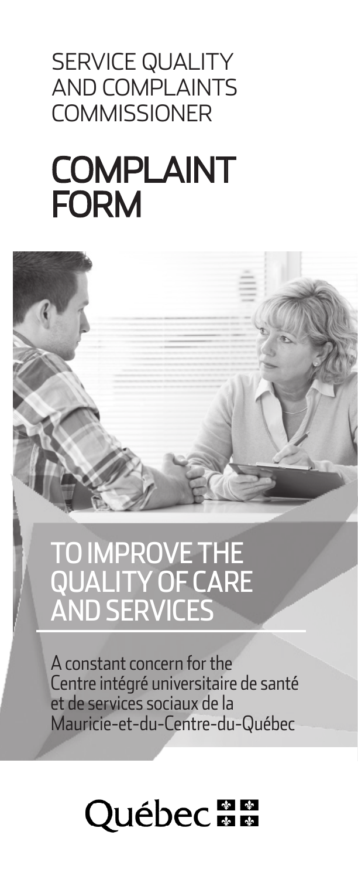SERVICE QUALITY AND COMPLAINTS COMMISSIONER

# COMPLAINT FORM

## TO IMPROVE THE QUALITY OF CARE AND SERVICES

A constant concern for the Centre intégré universitaire de santé et de services sociaux de la Mauricie-et-du-Centre-du-Québec

Québec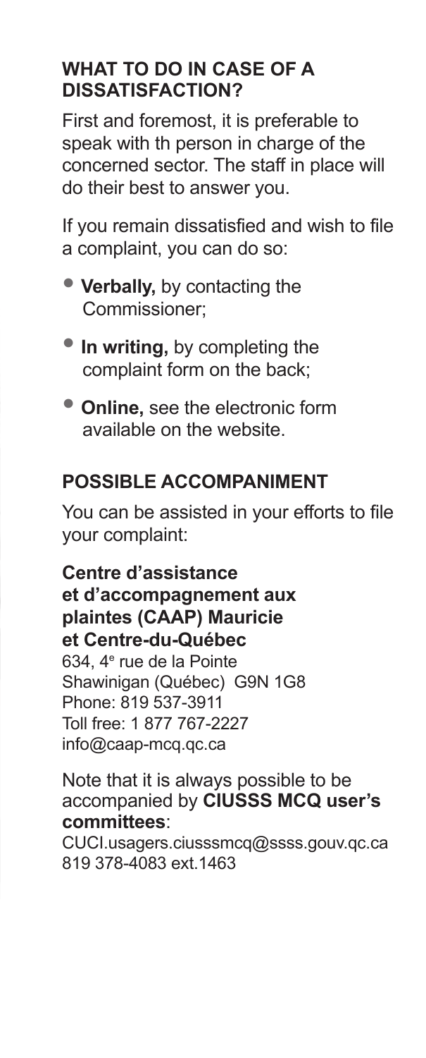## WHAT TO DO IN CASE OF A DISSATISFACTION?

First and foremost, it is preferable to speak with th person in charge of the concerned sector. The staff in place will do their best to answer you.

If you remain dissatisfied and wish to file a complaint, you can do so:

- **Verbally,** by contacting the Commissioner;
- **In writing,** by completing the complaint form on the back;
- **Online,** see the electronic form available on the website.

## POSSIBLE ACCOMPANIMENT

You can be assisted in your efforts to file your complaint:

**Centre d'assistance et d'accompagnement aux plaintes (CAAP) Mauricie et Centre-du-Québec**
634, 4e rue de la Pointe
Shawinigan (Québec) G9N 1G8
Phone: 819 537-3911
Toll free: 1 877 767-2227
info@caap-mcq.qc.ca

Note that it is always possible to be accompanied by **CIUSSS MCQ user's committees**:
CUCI.usagers.ciusssmcq@ssss.gouv.qc.ca
819 378-4083 ext.1463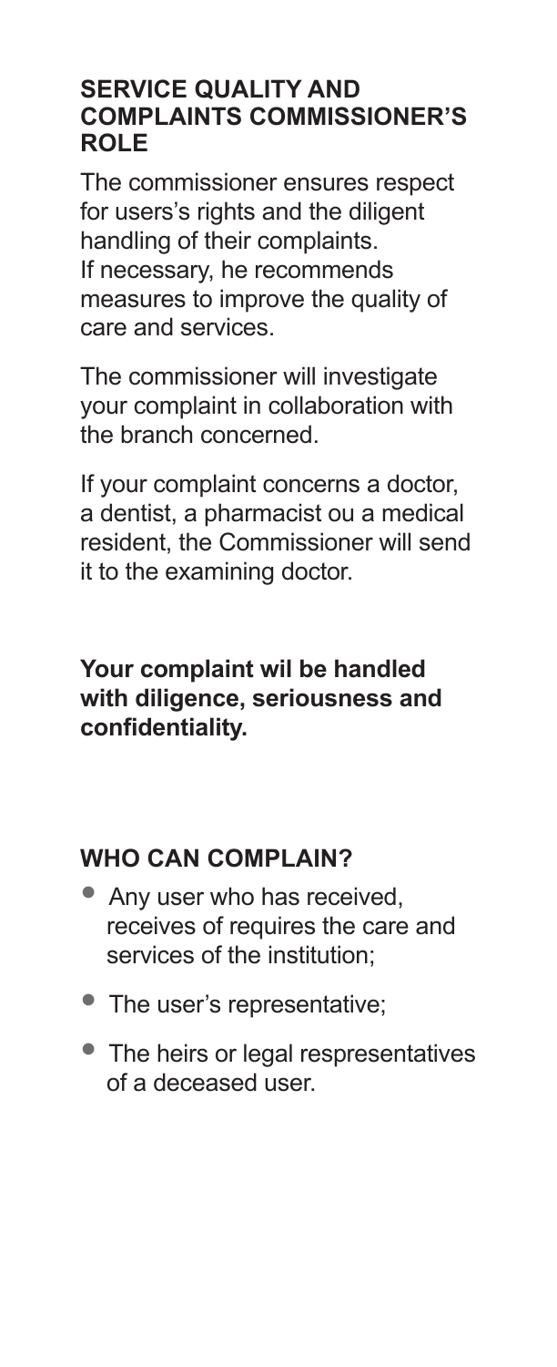## SERVICE QUALITY AND COMPLAINTS COMMISSIONER'S ROLE

The commissioner ensures respect for users's rights and the diligent handling of their complaints. If necessary, he recommends measures to improve the quality of care and services.

The commissioner will investigate your complaint in collaboration with the branch concerned.

If your complaint concerns a doctor, a dentist, a pharmacist ou a medical resident, the Commissioner will send it to the examining doctor.

**Your complaint wil be handled with diligence, seriousness and confidentiality.**

## WHO CAN COMPLAIN?

- Any user who has received, receives of requires the care and services of the institution;
- The user's representative;
- The heirs or legal respresentatives of a deceased user.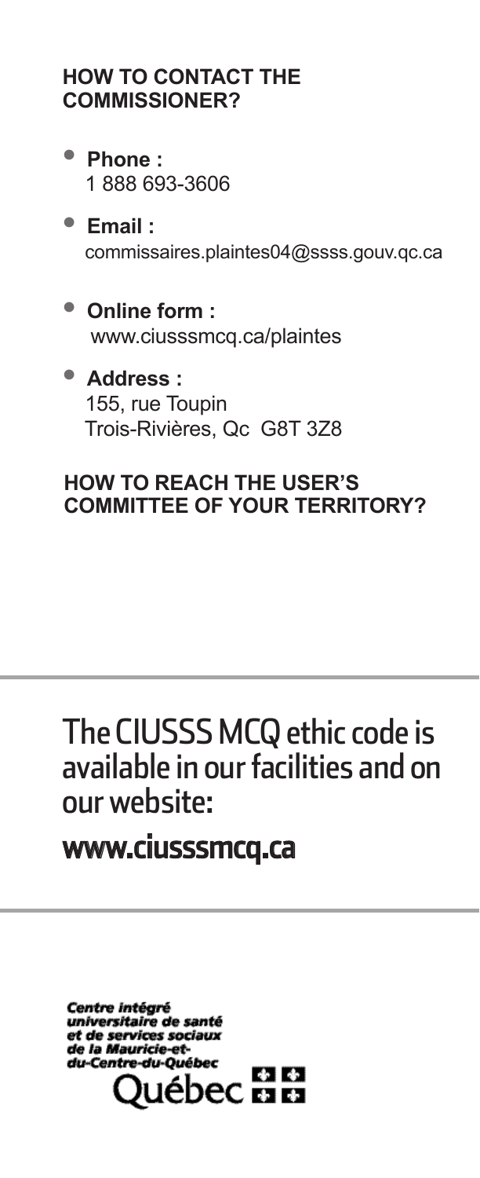## HOW TO CONTACT THE COMMISSIONER?

- **Phone :**
  1 888 693-3606
- **Email :**
  commissaires.plaintes04@ssss.gouv.qc.ca
- **Online form :**
  www.ciusssmcq.ca/plaintes
- **Address :**
  155, rue Toupin
  Trois-Rivières, Qc G8T 3Z8

## HOW TO REACH THE USER'S COMMITTEE OF YOUR TERRITORY?

## The CIUSSS MCQ ethic code is available in our facilities and on our website:

**www.ciusssmcq.ca**

*Centre intégré universitaire de santé et de services sociaux de la Mauricie-et-du-Centre-du-Québec*

Québec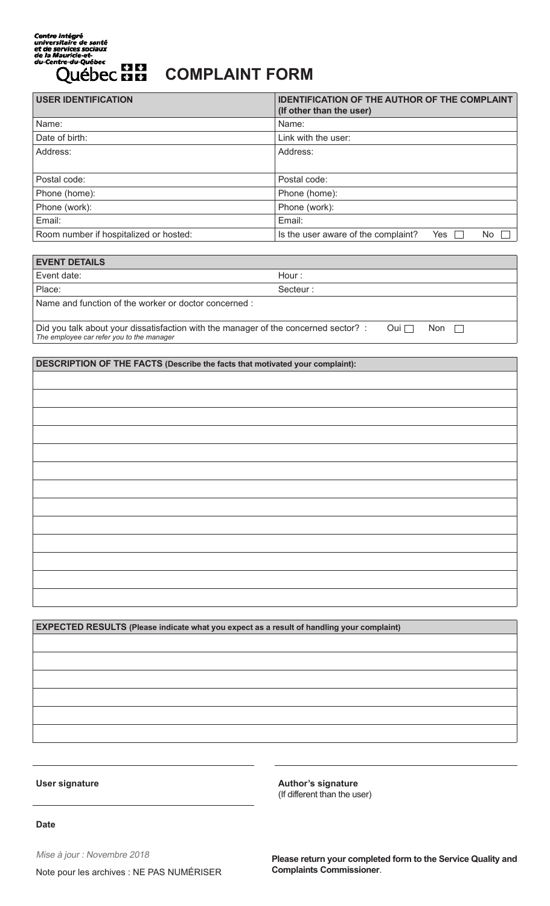Centre intégré universitaire de santé et de services sociaux de la Mauricie-et-du-Centre-du-Québec

Québec

# COMPLAINT FORM

| USER IDENTIFICATION | IDENTIFICATION OF THE AUTHOR OF THE COMPLAINT (If other than the user) |
| --- | --- |
| Name: | Name: |
| Date of birth: | Link with the user: |
| Address: | Address: |
| Postal code: | Postal code: |
| Phone (home): | Phone (home): |
| Phone (work): | Phone (work): |
| Email: | Email: |
| Room number if hospitalized or hosted: | Is the user aware of the complaint? Yes ☐ No ☐ |

| EVENT DETAILS | |
| --- | --- |
| Event date: | Hour : |
| Place: | Secteur : |
| Name and function of the worker or doctor concerned : | |
| Did you talk about your dissatisfaction with the manager of the concerned sector? : Oui ☐ Non ☐<br>*The employee car refer you to the manager* | |

**DESCRIPTION OF THE FACTS (Describe the facts that motivated your complaint):**

**EXPECTED RESULTS (Please indicate what you expect as a result of handling your complaint)**

**User signature**

**Author's signature**
(If different than the user)

**Date**

*Mise à jour : Novembre 2018*

Note pour les archives : NE PAS NUMÉRISER

**Please return your completed form to the Service Quality and Complaints Commissioner**.